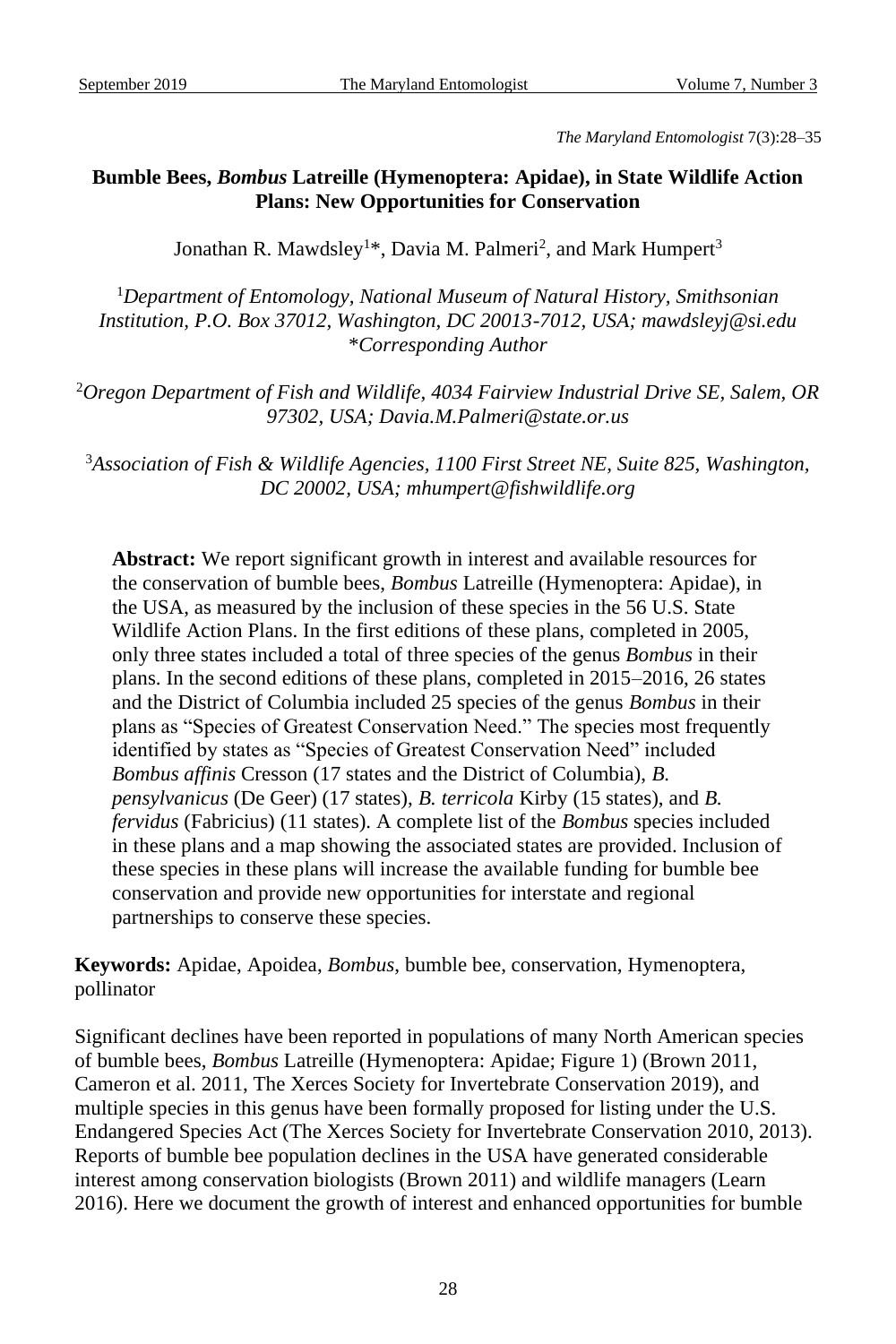# Bumble Bees, *Bombus* Latreille (Hymenoptera: Apidae), in State Wildlife Action Plans: New Opportunities for Conservation

Jonathan R. Mawdsley[1]*, Davia M. Palmeri[2], and Mark Humpert[3]

[1]*Department of Entomology, National Museum of Natural History, Smithsonian Institution, P.O. Box 37012, Washington, DC 20013-7012, USA; mawdsleyj@si.edu*
*\*Corresponding Author*

[2]*Oregon Department of Fish and Wildlife, 4034 Fairview Industrial Drive SE, Salem, OR 97302, USA; Davia.M.Palmeri@state.or.us*

[3]*Association of Fish & Wildlife Agencies, 1100 First Street NE, Suite 825, Washington, DC 20002, USA; mhumpert@fishwildlife.org*

**Abstract:** We report significant growth in interest and available resources for the conservation of bumble bees, *Bombus* Latreille (Hymenoptera: Apidae), in the USA, as measured by the inclusion of these species in the 56 U.S. State Wildlife Action Plans. In the first editions of these plans, completed in 2005, only three states included a total of three species of the genus *Bombus* in their plans. In the second editions of these plans, completed in 2015–2016, 26 states and the District of Columbia included 25 species of the genus *Bombus* in their plans as "Species of Greatest Conservation Need." The species most frequently identified by states as "Species of Greatest Conservation Need" included *Bombus affinis* Cresson (17 states and the District of Columbia), *B. pensylvanicus* (De Geer) (17 states), *B. terricola* Kirby (15 states), and *B. fervidus* (Fabricius) (11 states). A complete list of the *Bombus* species included in these plans and a map showing the associated states are provided. Inclusion of these species in these plans will increase the available funding for bumble bee conservation and provide new opportunities for interstate and regional partnerships to conserve these species.

**Keywords:** Apidae, Apoidea, *Bombus*, bumble bee, conservation, Hymenoptera, pollinator

Significant declines have been reported in populations of many North American species of bumble bees, *Bombus* Latreille (Hymenoptera: Apidae; Figure 1) (Brown 2011, Cameron et al. 2011, The Xerces Society for Invertebrate Conservation 2019), and multiple species in this genus have been formally proposed for listing under the U.S. Endangered Species Act (The Xerces Society for Invertebrate Conservation 2010, 2013). Reports of bumble bee population declines in the USA have generated considerable interest among conservation biologists (Brown 2011) and wildlife managers (Learn 2016). Here we document the growth of interest and enhanced opportunities for bumble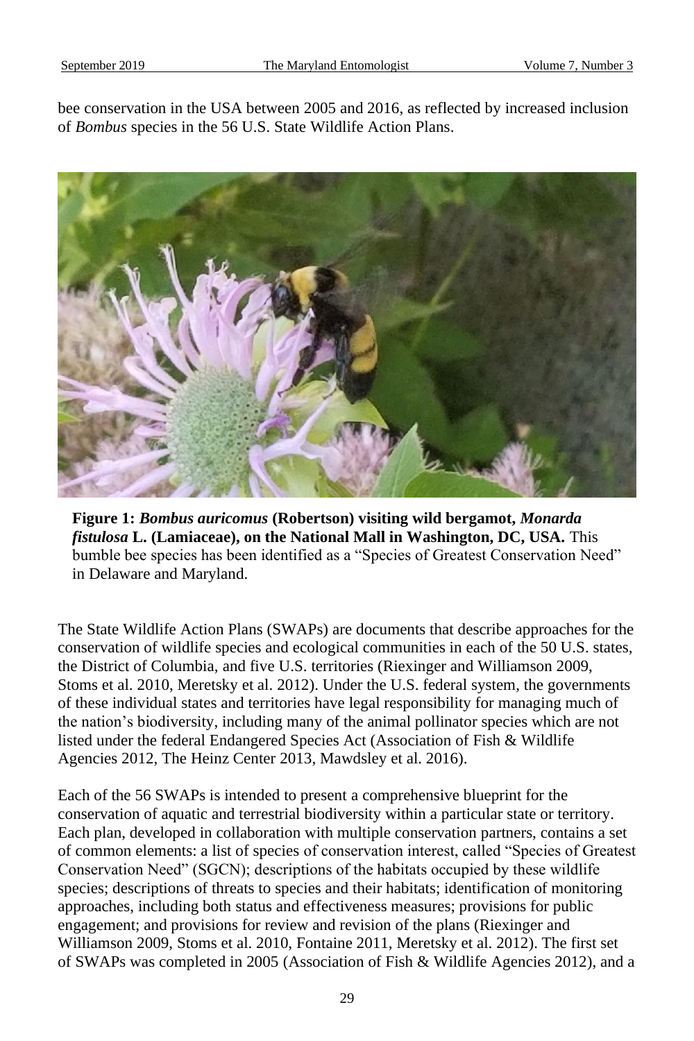bee conservation in the USA between 2005 and 2016, as reflected by increased inclusion of *Bombus* species in the 56 U.S. State Wildlife Action Plans.

**Figure 1: *Bombus auricomus* (Robertson) visiting wild bergamot, *Monarda fistulosa* L. (Lamiaceae), on the National Mall in Washington, DC, USA.** This bumble bee species has been identified as a "Species of Greatest Conservation Need" in Delaware and Maryland.

The State Wildlife Action Plans (SWAPs) are documents that describe approaches for the conservation of wildlife species and ecological communities in each of the 50 U.S. states, the District of Columbia, and five U.S. territories (Riexinger and Williamson 2009, Stoms et al. 2010, Meretsky et al. 2012). Under the U.S. federal system, the governments of these individual states and territories have legal responsibility for managing much of the nation's biodiversity, including many of the animal pollinator species which are not listed under the federal Endangered Species Act (Association of Fish & Wildlife Agencies 2012, The Heinz Center 2013, Mawdsley et al. 2016).

Each of the 56 SWAPs is intended to present a comprehensive blueprint for the conservation of aquatic and terrestrial biodiversity within a particular state or territory. Each plan, developed in collaboration with multiple conservation partners, contains a set of common elements: a list of species of conservation interest, called "Species of Greatest Conservation Need" (SGCN); descriptions of the habitats occupied by these wildlife species; descriptions of threats to species and their habitats; identification of monitoring approaches, including both status and effectiveness measures; provisions for public engagement; and provisions for review and revision of the plans (Riexinger and Williamson 2009, Stoms et al. 2010, Fontaine 2011, Meretsky et al. 2012). The first set of SWAPs was completed in 2005 (Association of Fish & Wildlife Agencies 2012), and a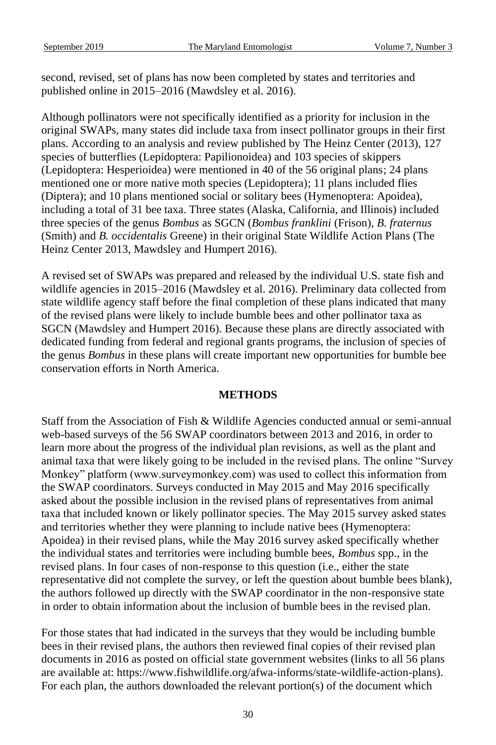second, revised, set of plans has now been completed by states and territories and published online in 2015–2016 (Mawdsley et al. 2016).

Although pollinators were not specifically identified as a priority for inclusion in the original SWAPs, many states did include taxa from insect pollinator groups in their first plans. According to an analysis and review published by The Heinz Center (2013), 127 species of butterflies (Lepidoptera: Papilionoidea) and 103 species of skippers (Lepidoptera: Hesperioidea) were mentioned in 40 of the 56 original plans; 24 plans mentioned one or more native moth species (Lepidoptera); 11 plans included flies (Diptera); and 10 plans mentioned social or solitary bees (Hymenoptera: Apoidea), including a total of 31 bee taxa. Three states (Alaska, California, and Illinois) included three species of the genus *Bombus* as SGCN (*Bombus franklini* (Frison), *B. fraternus* (Smith) and *B. occidentalis* Greene) in their original State Wildlife Action Plans (The Heinz Center 2013, Mawdsley and Humpert 2016).

A revised set of SWAPs was prepared and released by the individual U.S. state fish and wildlife agencies in 2015–2016 (Mawdsley et al. 2016). Preliminary data collected from state wildlife agency staff before the final completion of these plans indicated that many of the revised plans were likely to include bumble bees and other pollinator taxa as SGCN (Mawdsley and Humpert 2016). Because these plans are directly associated with dedicated funding from federal and regional grants programs, the inclusion of species of the genus *Bombus* in these plans will create important new opportunities for bumble bee conservation efforts in North America.

## METHODS

Staff from the Association of Fish & Wildlife Agencies conducted annual or semi-annual web-based surveys of the 56 SWAP coordinators between 2013 and 2016, in order to learn more about the progress of the individual plan revisions, as well as the plant and animal taxa that were likely going to be included in the revised plans. The online "Survey Monkey" platform (www.surveymonkey.com) was used to collect this information from the SWAP coordinators. Surveys conducted in May 2015 and May 2016 specifically asked about the possible inclusion in the revised plans of representatives from animal taxa that included known or likely pollinator species. The May 2015 survey asked states and territories whether they were planning to include native bees (Hymenoptera: Apoidea) in their revised plans, while the May 2016 survey asked specifically whether the individual states and territories were including bumble bees, *Bombus* spp., in the revised plans. In four cases of non-response to this question (i.e., either the state representative did not complete the survey, or left the question about bumble bees blank), the authors followed up directly with the SWAP coordinator in the non-responsive state in order to obtain information about the inclusion of bumble bees in the revised plan.

For those states that had indicated in the surveys that they would be including bumble bees in their revised plans, the authors then reviewed final copies of their revised plan documents in 2016 as posted on official state government websites (links to all 56 plans are available at: https://www.fishwildlife.org/afwa-informs/state-wildlife-action-plans). For each plan, the authors downloaded the relevant portion(s) of the document which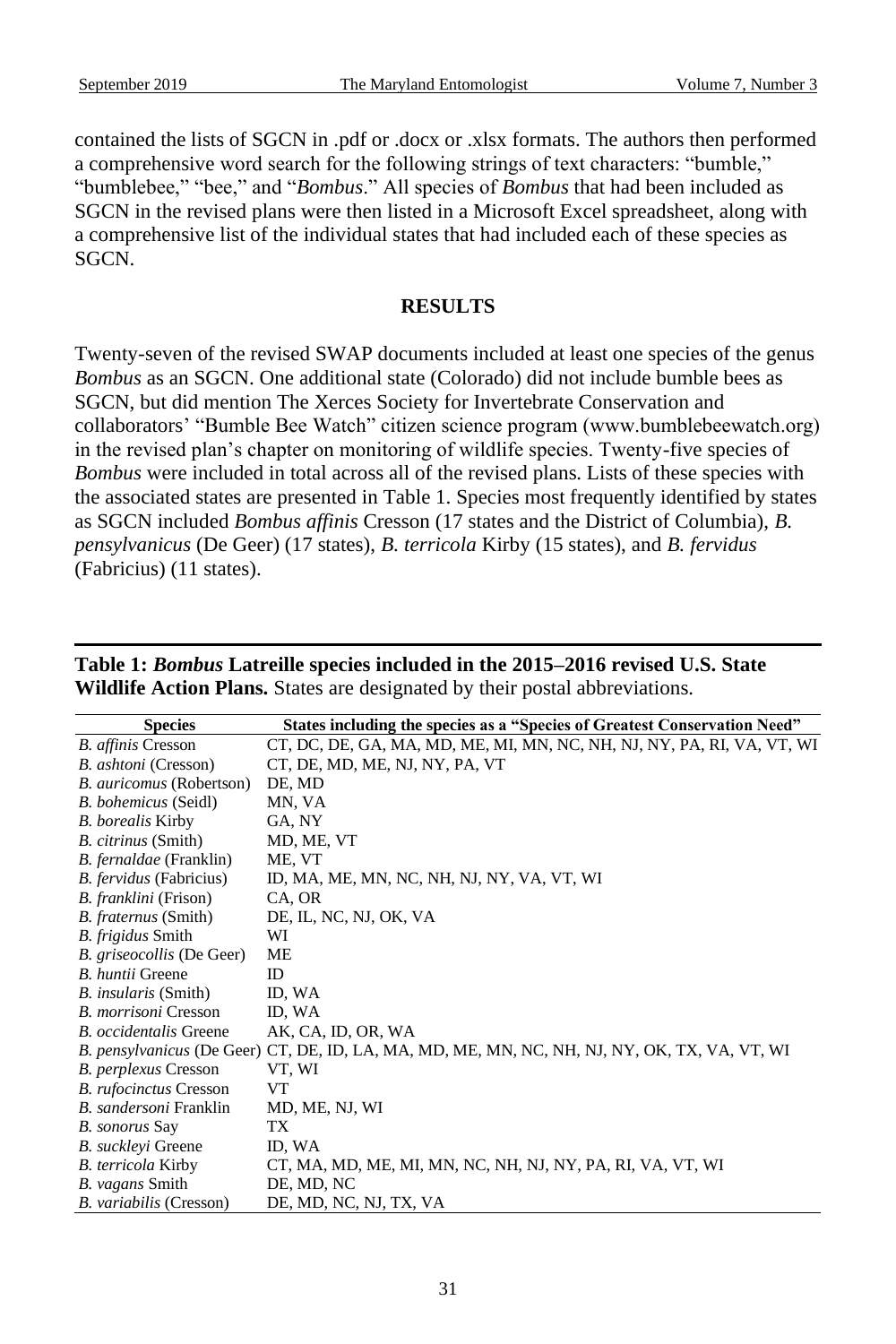contained the lists of SGCN in .pdf or .docx or .xlsx formats. The authors then performed a comprehensive word search for the following strings of text characters: "bumble," "bumblebee," "bee," and "*Bombus*." All species of *Bombus* that had been included as SGCN in the revised plans were then listed in a Microsoft Excel spreadsheet, along with a comprehensive list of the individual states that had included each of these species as SGCN.

## RESULTS

Twenty-seven of the revised SWAP documents included at least one species of the genus *Bombus* as an SGCN. One additional state (Colorado) did not include bumble bees as SGCN, but did mention The Xerces Society for Invertebrate Conservation and collaborators' "Bumble Bee Watch" citizen science program (www.bumblebeewatch.org) in the revised plan's chapter on monitoring of wildlife species. Twenty-five species of *Bombus* were included in total across all of the revised plans. Lists of these species with the associated states are presented in Table 1. Species most frequently identified by states as SGCN included *Bombus affinis* Cresson (17 states and the District of Columbia), *B. pensylvanicus* (De Geer) (17 states), *B. terricola* Kirby (15 states), and *B. fervidus* (Fabricius) (11 states).

**Table 1: *Bombus* Latreille species included in the 2015–2016 revised U.S. State Wildlife Action Plans.** States are designated by their postal abbreviations.

| Species | States including the species as a "Species of Greatest Conservation Need" |
|---|---|
| *B. affinis* Cresson | CT, DC, DE, GA, MA, MD, ME, MI, MN, NC, NH, NJ, NY, PA, RI, VA, VT, WI |
| *B. ashtoni* (Cresson) | CT, DE, MD, ME, NJ, NY, PA, VT |
| *B. auricomus* (Robertson) | DE, MD |
| *B. bohemicus* (Seidl) | MN, VA |
| *B. borealis* Kirby | GA, NY |
| *B. citrinus* (Smith) | MD, ME, VT |
| *B. fernaldae* (Franklin) | ME, VT |
| *B. fervidus* (Fabricius) | ID, MA, ME, MN, NC, NH, NJ, NY, VA, VT, WI |
| *B. franklini* (Frison) | CA, OR |
| *B. fraternus* (Smith) | DE, IL, NC, NJ, OK, VA |
| *B. frigidus* Smith | WI |
| *B. griseocollis* (De Geer) | ME |
| *B. huntii* Greene | ID |
| *B. insularis* (Smith) | ID, WA |
| *B. morrisoni* Cresson | ID, WA |
| *B. occidentalis* Greene | AK, CA, ID, OR, WA |
| *B. pensylvanicus* (De Geer) | CT, DE, ID, LA, MA, MD, ME, MN, NC, NH, NJ, NY, OK, TX, VA, VT, WI |
| *B. perplexus* Cresson | VT, WI |
| *B. rufocinctus* Cresson | VT |
| *B. sandersoni* Franklin | MD, ME, NJ, WI |
| *B. sonorus* Say | TX |
| *B. suckleyi* Greene | ID, WA |
| *B. terricola* Kirby | CT, MA, MD, ME, MI, MN, NC, NH, NJ, NY, PA, RI, VA, VT, WI |
| *B. vagans* Smith | DE, MD, NC |
| *B. variabilis* (Cresson) | DE, MD, NC, NJ, TX, VA |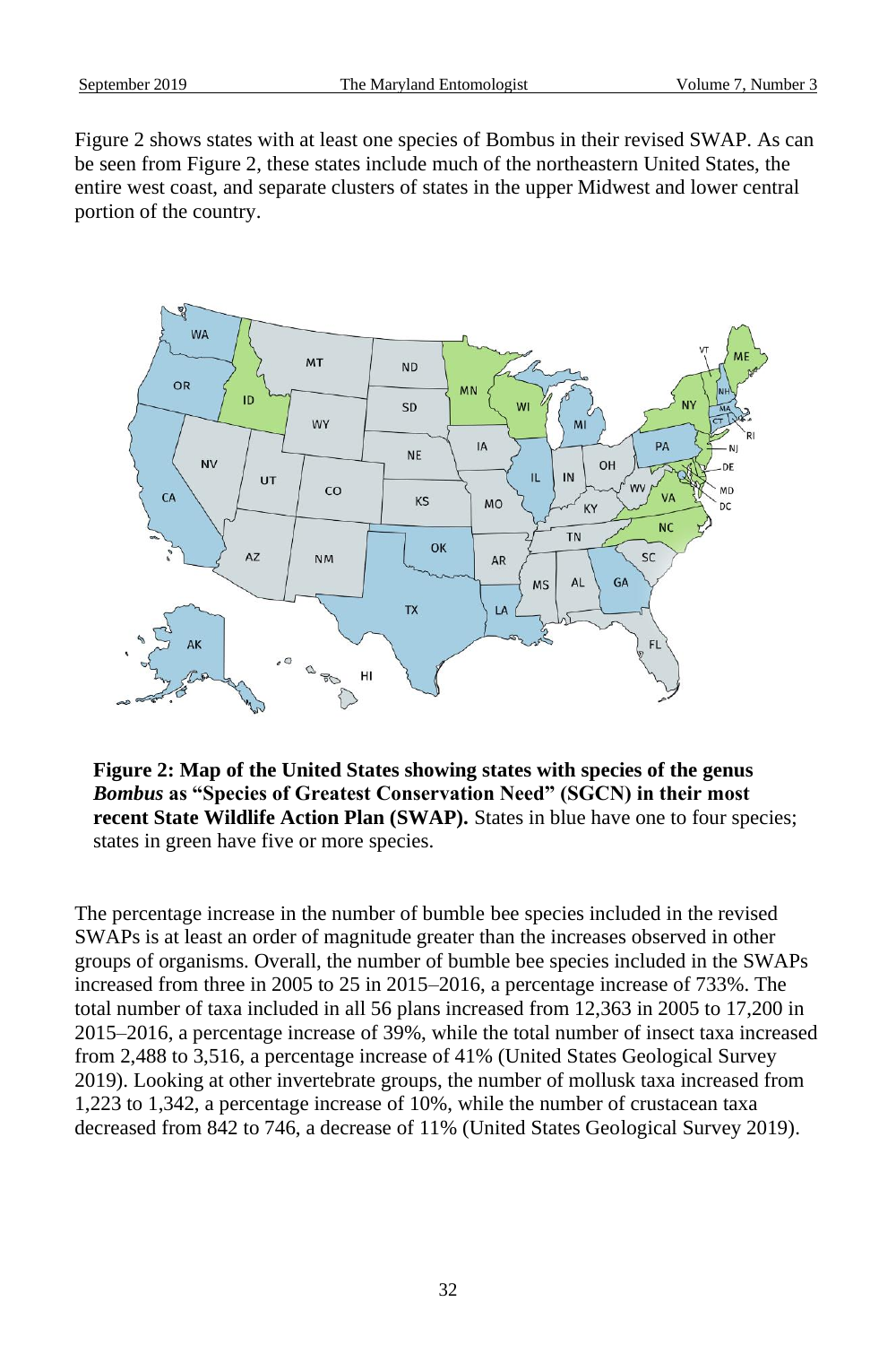Figure 2 shows states with at least one species of Bombus in their revised SWAP. As can be seen from Figure 2, these states include much of the northeastern United States, the entire west coast, and separate clusters of states in the upper Midwest and lower central portion of the country.

**Figure 2: Map of the United States showing states with species of the genus *Bombus* as "Species of Greatest Conservation Need" (SGCN) in their most recent State Wildlife Action Plan (SWAP).** States in blue have one to four species; states in green have five or more species.

The percentage increase in the number of bumble bee species included in the revised SWAPs is at least an order of magnitude greater than the increases observed in other groups of organisms. Overall, the number of bumble bee species included in the SWAPs increased from three in 2005 to 25 in 2015–2016, a percentage increase of 733%. The total number of taxa included in all 56 plans increased from 12,363 in 2005 to 17,200 in 2015–2016, a percentage increase of 39%, while the total number of insect taxa increased from 2,488 to 3,516, a percentage increase of 41% (United States Geological Survey 2019). Looking at other invertebrate groups, the number of mollusk taxa increased from 1,223 to 1,342, a percentage increase of 10%, while the number of crustacean taxa decreased from 842 to 746, a decrease of 11% (United States Geological Survey 2019).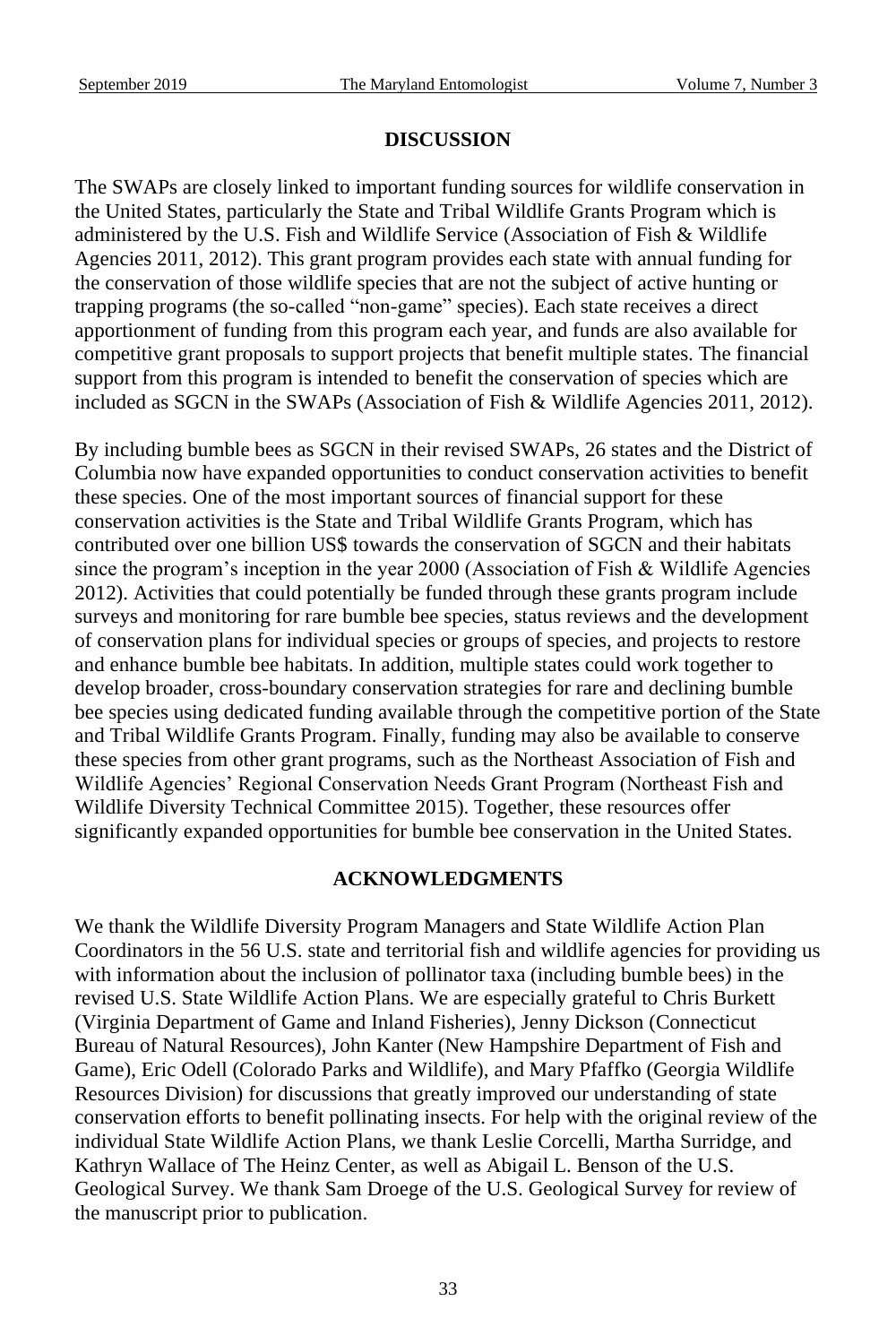## DISCUSSION

The SWAPs are closely linked to important funding sources for wildlife conservation in the United States, particularly the State and Tribal Wildlife Grants Program which is administered by the U.S. Fish and Wildlife Service (Association of Fish & Wildlife Agencies 2011, 2012). This grant program provides each state with annual funding for the conservation of those wildlife species that are not the subject of active hunting or trapping programs (the so-called "non-game" species). Each state receives a direct apportionment of funding from this program each year, and funds are also available for competitive grant proposals to support projects that benefit multiple states. The financial support from this program is intended to benefit the conservation of species which are included as SGCN in the SWAPs (Association of Fish & Wildlife Agencies 2011, 2012).

By including bumble bees as SGCN in their revised SWAPs, 26 states and the District of Columbia now have expanded opportunities to conduct conservation activities to benefit these species. One of the most important sources of financial support for these conservation activities is the State and Tribal Wildlife Grants Program, which has contributed over one billion US$ towards the conservation of SGCN and their habitats since the program's inception in the year 2000 (Association of Fish & Wildlife Agencies 2012). Activities that could potentially be funded through these grants program include surveys and monitoring for rare bumble bee species, status reviews and the development of conservation plans for individual species or groups of species, and projects to restore and enhance bumble bee habitats. In addition, multiple states could work together to develop broader, cross-boundary conservation strategies for rare and declining bumble bee species using dedicated funding available through the competitive portion of the State and Tribal Wildlife Grants Program. Finally, funding may also be available to conserve these species from other grant programs, such as the Northeast Association of Fish and Wildlife Agencies' Regional Conservation Needs Grant Program (Northeast Fish and Wildlife Diversity Technical Committee 2015). Together, these resources offer significantly expanded opportunities for bumble bee conservation in the United States.

## ACKNOWLEDGMENTS

We thank the Wildlife Diversity Program Managers and State Wildlife Action Plan Coordinators in the 56 U.S. state and territorial fish and wildlife agencies for providing us with information about the inclusion of pollinator taxa (including bumble bees) in the revised U.S. State Wildlife Action Plans. We are especially grateful to Chris Burkett (Virginia Department of Game and Inland Fisheries), Jenny Dickson (Connecticut Bureau of Natural Resources), John Kanter (New Hampshire Department of Fish and Game), Eric Odell (Colorado Parks and Wildlife), and Mary Pfaffko (Georgia Wildlife Resources Division) for discussions that greatly improved our understanding of state conservation efforts to benefit pollinating insects. For help with the original review of the individual State Wildlife Action Plans, we thank Leslie Corcelli, Martha Surridge, and Kathryn Wallace of The Heinz Center, as well as Abigail L. Benson of the U.S. Geological Survey. We thank Sam Droege of the U.S. Geological Survey for review of the manuscript prior to publication.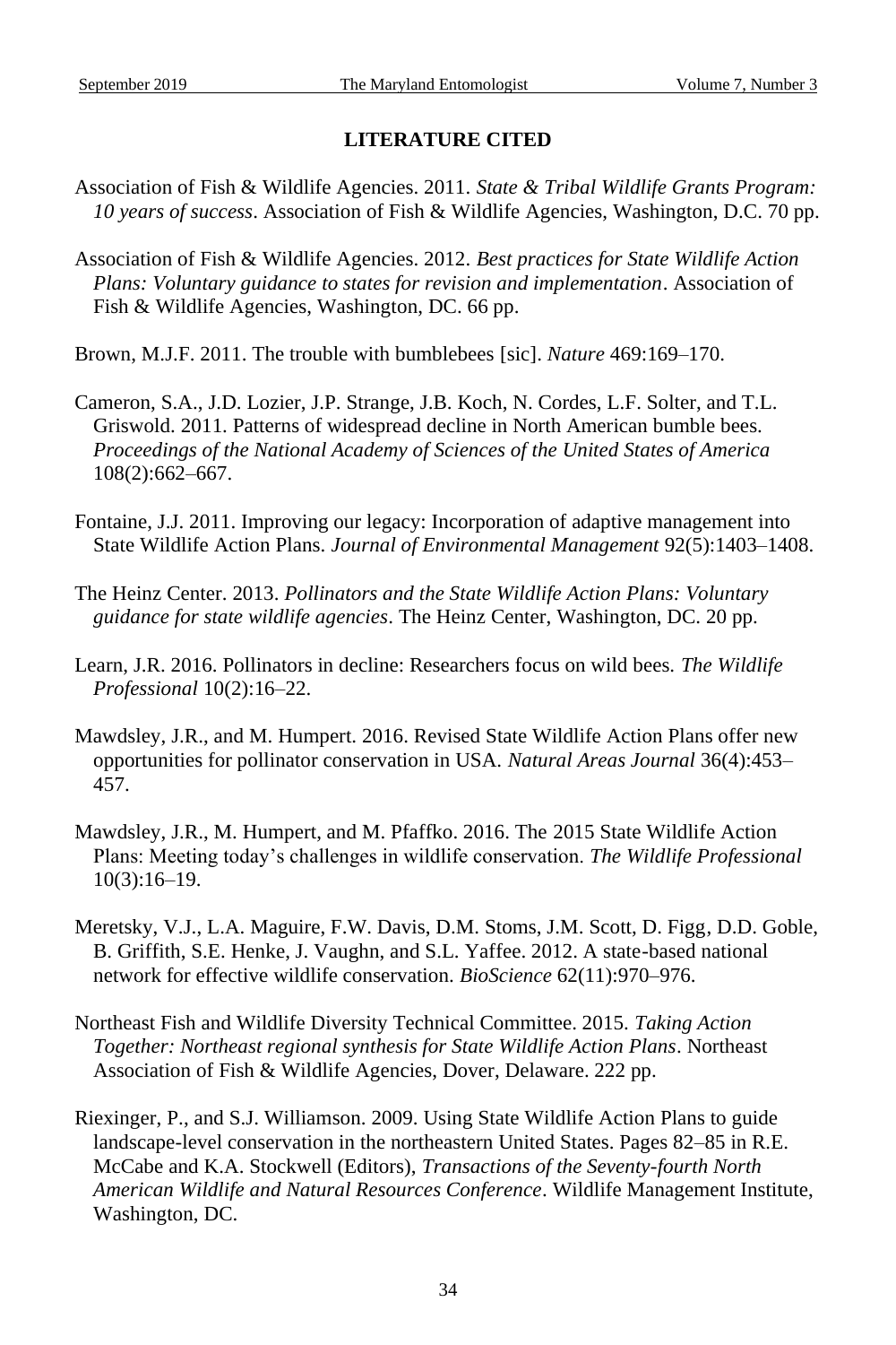## LITERATURE CITED

Association of Fish & Wildlife Agencies. 2011. *State & Tribal Wildlife Grants Program: 10 years of success*. Association of Fish & Wildlife Agencies, Washington, D.C. 70 pp.

Association of Fish & Wildlife Agencies. 2012. *Best practices for State Wildlife Action Plans: Voluntary guidance to states for revision and implementation*. Association of Fish & Wildlife Agencies, Washington, DC. 66 pp.

Brown, M.J.F. 2011. The trouble with bumblebees [sic]. *Nature* 469:169–170.

Cameron, S.A., J.D. Lozier, J.P. Strange, J.B. Koch, N. Cordes, L.F. Solter, and T.L. Griswold. 2011. Patterns of widespread decline in North American bumble bees. *Proceedings of the National Academy of Sciences of the United States of America* 108(2):662–667.

Fontaine, J.J. 2011. Improving our legacy: Incorporation of adaptive management into State Wildlife Action Plans. *Journal of Environmental Management* 92(5):1403–1408.

The Heinz Center. 2013. *Pollinators and the State Wildlife Action Plans: Voluntary guidance for state wildlife agencies*. The Heinz Center, Washington, DC. 20 pp.

Learn, J.R. 2016. Pollinators in decline: Researchers focus on wild bees. *The Wildlife Professional* 10(2):16–22.

Mawdsley, J.R., and M. Humpert. 2016. Revised State Wildlife Action Plans offer new opportunities for pollinator conservation in USA. *Natural Areas Journal* 36(4):453–457.

Mawdsley, J.R., M. Humpert, and M. Pfaffko. 2016. The 2015 State Wildlife Action Plans: Meeting today's challenges in wildlife conservation. *The Wildlife Professional* 10(3):16–19.

Meretsky, V.J., L.A. Maguire, F.W. Davis, D.M. Stoms, J.M. Scott, D. Figg, D.D. Goble, B. Griffith, S.E. Henke, J. Vaughn, and S.L. Yaffee. 2012. A state-based national network for effective wildlife conservation. *BioScience* 62(11):970–976.

Northeast Fish and Wildlife Diversity Technical Committee. 2015. *Taking Action Together: Northeast regional synthesis for State Wildlife Action Plans*. Northeast Association of Fish & Wildlife Agencies, Dover, Delaware. 222 pp.

Riexinger, P., and S.J. Williamson. 2009. Using State Wildlife Action Plans to guide landscape-level conservation in the northeastern United States. Pages 82–85 in R.E. McCabe and K.A. Stockwell (Editors), *Transactions of the Seventy-fourth North American Wildlife and Natural Resources Conference*. Wildlife Management Institute, Washington, DC.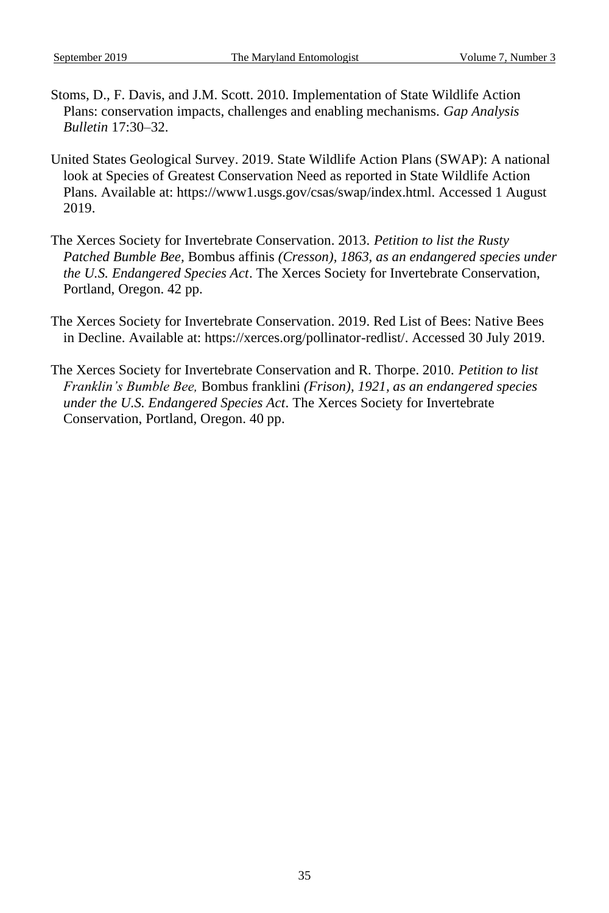Stoms, D., F. Davis, and J.M. Scott. 2010. Implementation of State Wildlife Action Plans: conservation impacts, challenges and enabling mechanisms. *Gap Analysis Bulletin* 17:30–32.

United States Geological Survey. 2019. State Wildlife Action Plans (SWAP): A national look at Species of Greatest Conservation Need as reported in State Wildlife Action Plans. Available at: https://www1.usgs.gov/csas/swap/index.html. Accessed 1 August 2019.

The Xerces Society for Invertebrate Conservation. 2013. *Petition to list the Rusty Patched Bumble Bee,* Bombus affinis *(Cresson), 1863, as an endangered species under the U.S. Endangered Species Act*. The Xerces Society for Invertebrate Conservation, Portland, Oregon. 42 pp.

The Xerces Society for Invertebrate Conservation. 2019. Red List of Bees: Native Bees in Decline. Available at: https://xerces.org/pollinator-redlist/. Accessed 30 July 2019.

The Xerces Society for Invertebrate Conservation and R. Thorpe. 2010. *Petition to list Franklin's Bumble Bee,* Bombus franklini *(Frison), 1921, as an endangered species under the U.S. Endangered Species Act*. The Xerces Society for Invertebrate Conservation, Portland, Oregon. 40 pp.